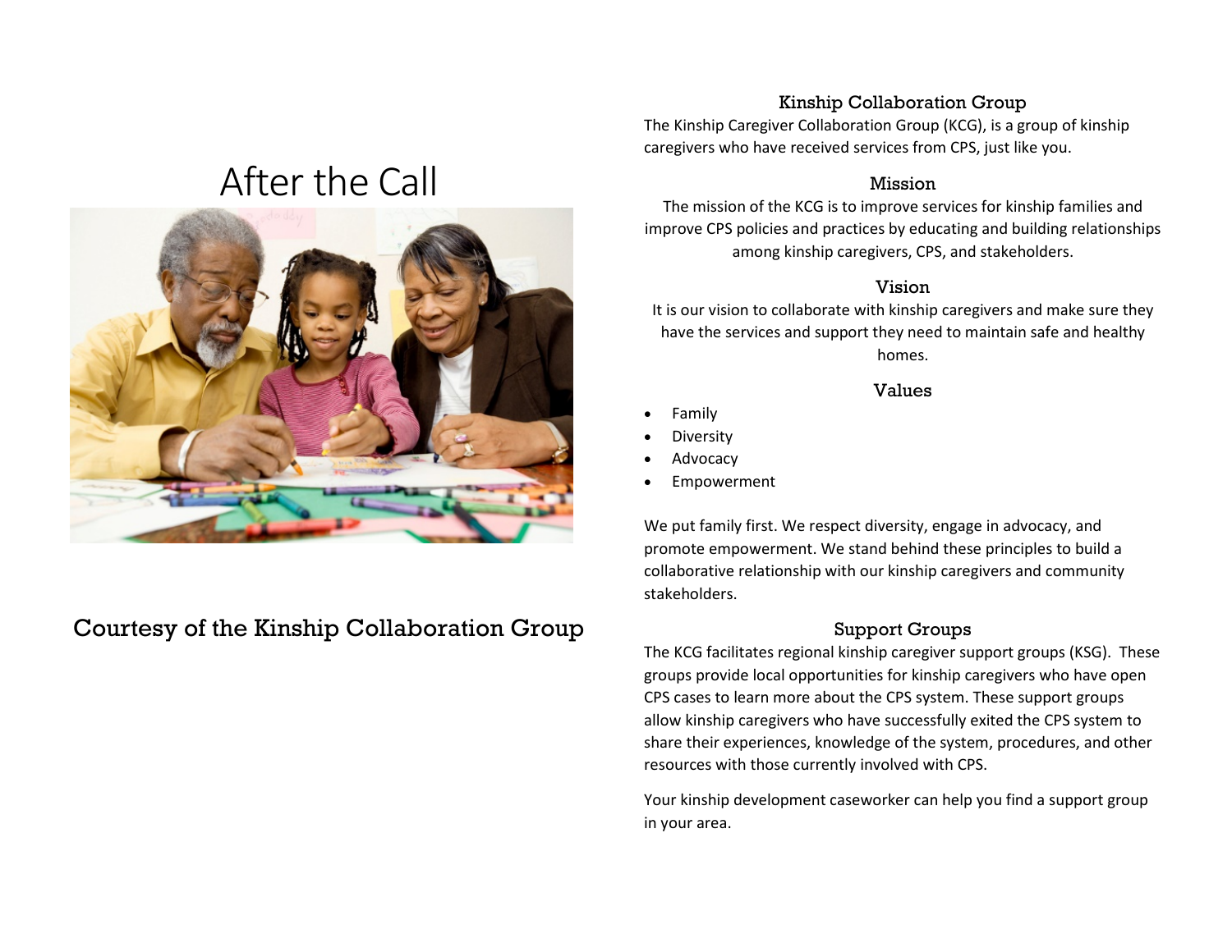# After the Call

Courtesy of the Kinship Collaboration Group

## Kinship Collaboration Group

The Kinship Caregiver Collaboration Group (KCG), is a group of kinship caregivers who have received services from CPS, just like you.

### Mission

The mission of the KCG is to improve services for kinship families and improve CPS policies and practices by educating and building relationships among kinship caregivers, CPS, and stakeholders.

### Vision

It is our vision to collaborate with kinship caregivers and make sure they have the services and support they need to maintain safe and healthy homes.

### Values

- Family
- Diversity
- Advocacy
- Empowerment

We put family first. We respect diversity, engage in advocacy, and promote empowerment. We stand behind these principles to build a collaborative relationship with our kinship caregivers and community stakeholders.

### Support Groups

The KCG facilitates regional kinship caregiver support groups (KSG). These groups provide local opportunities for kinship caregivers who have open CPS cases to learn more about the CPS system. These support groups allow kinship caregivers who have successfully exited the CPS system to share their experiences, knowledge of the system, procedures, and other resources with those currently involved with CPS.

Your kinship development caseworker can help you find a support group in your area.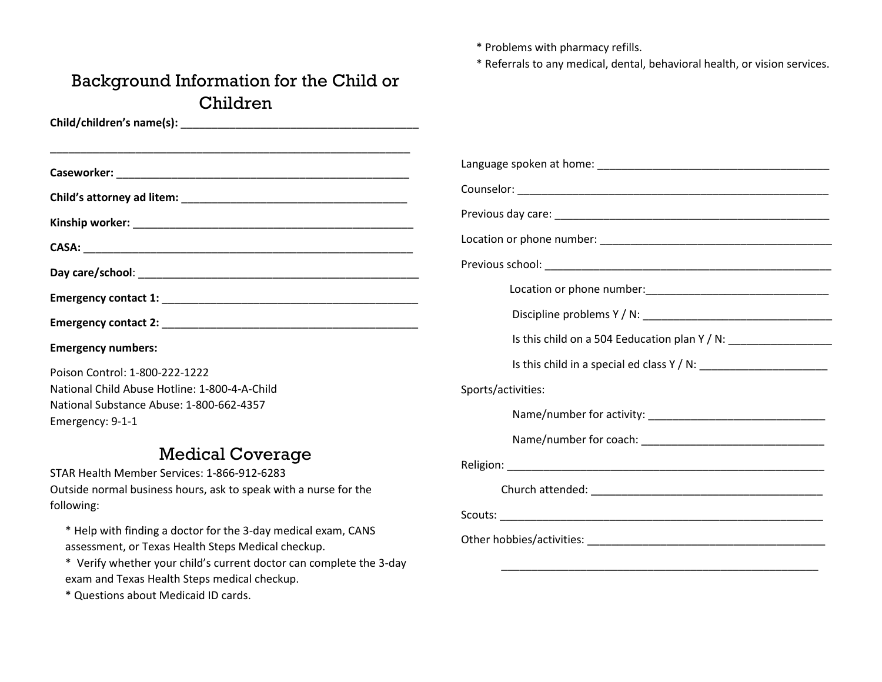# Background Information for the Child or Children

**Child/children's name(s):** ______________________________________

__________________________________________________________

**Caseworker:** ______________________________________________

**Child's attorney ad litem:** ___________________________________

**Kinship worker:** ___________________________________________

**CASA:** ____________________________________________________

**Day care/school**: ___________________________________________

**Emergency contact 1:** _______________________________________

**Emergency contact 2:** _______________________________________

**Emergency numbers:**

Poison Control: 1-800-222-1222
National Child Abuse Hotline: 1-800-4-A-Child
National Substance Abuse: 1-800-662-4357
Emergency: 9-1-1

## Medical Coverage

STAR Health Member Services: 1-866-912-6283
Outside normal business hours, ask to speak with a nurse for the following:

* Help with finding a doctor for the 3-day medical exam, CANS assessment, or Texas Health Steps Medical checkup.
* Verify whether your child's current doctor can complete the 3-day exam and Texas Health Steps medical checkup.
* Questions about Medicaid ID cards.
* Problems with pharmacy refills.
* Referrals to any medical, dental, behavioral health, or vision services.

Language spoken at home: ____________________________________

Counselor: ______________________________________________

Previous day care: _________________________________________

Location or phone number: ___________________________________

Previous school: ___________________________________________

Location or phone number: ______________________________

Discipline problems Y / N: _______________________________

Is this child on a 504 Eeducation plan Y / N: ________________

Is this child in a special ed class Y / N: ____________________

Sports/activities:

Name/number for activity: ____________________________

Name/number for coach: _____________________________

Religion: _________________________________________________

Church attended: ______________________________________

Scouts: __________________________________________________

Other hobbies/activities: ______________________________________

______________________________________________________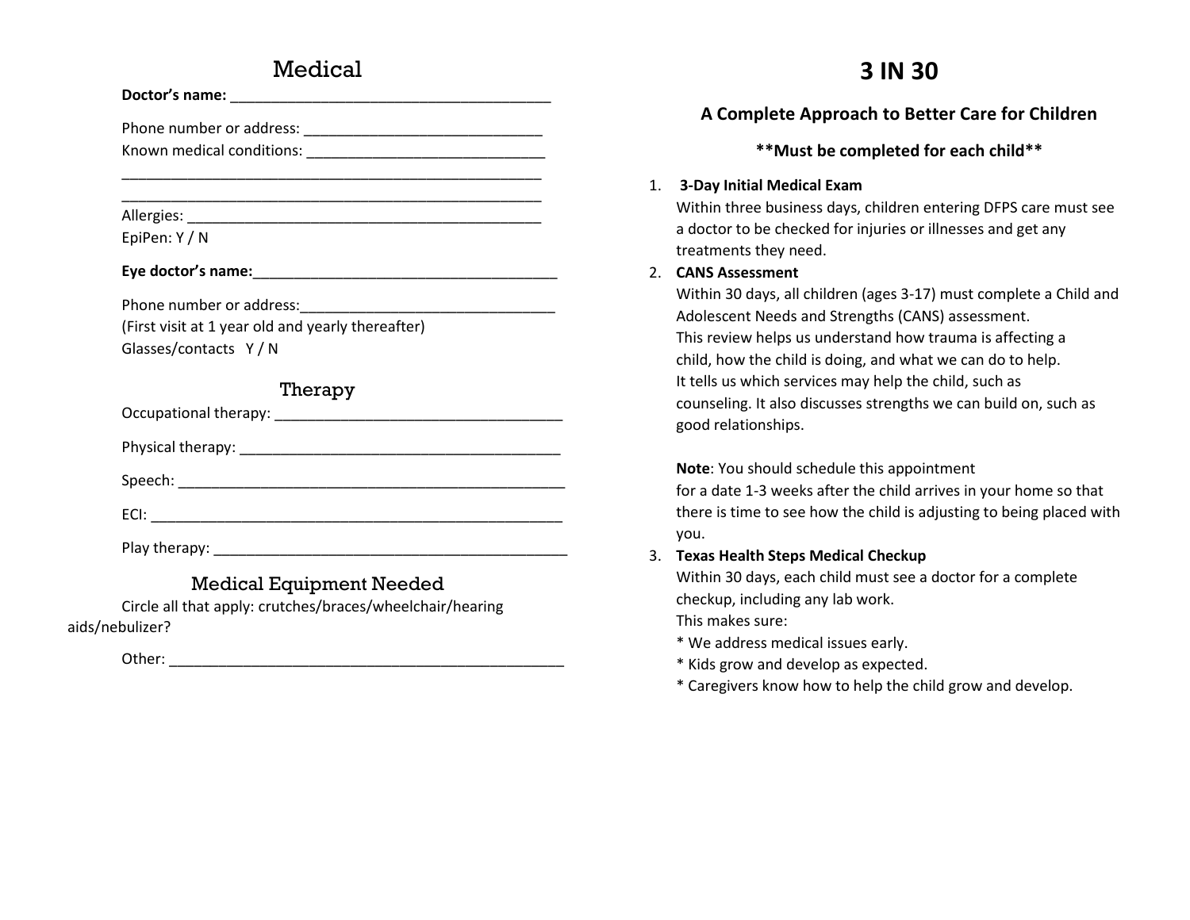## Medical

**Doctor's name:** ________________________________________

Phone number or address: ______________________________

Known medical conditions: ______________________________

______________________________________________________

______________________________________________________

Allergies: ______________________________________________

EpiPen: Y / N

**Eye doctor's name:**______________________________________

Phone number or address:_______________________________

(First visit at 1 year old and yearly thereafter)

Glasses/contacts   Y / N

## Therapy

Occupational therapy: ____________________________________

Physical therapy: ________________________________________

Speech: __________________________________________________

ECI: _____________________________________________________

Play therapy: _____________________________________________

## Medical Equipment Needed

Circle all that apply: crutches/braces/wheelchair/hearing aids/nebulizer?

Other: ___________________________________________________

# 3 IN 30

### A Complete Approach to Better Care for Children

**\*\*Must be completed for each child\*\***

1. **3-Day Initial Medical Exam**
   Within three business days, children entering DFPS care must see a doctor to be checked for injuries or illnesses and get any treatments they need.
2. **CANS Assessment**
   Within 30 days, all children (ages 3-17) must complete a Child and Adolescent Needs and Strengths (CANS) assessment.
   This review helps us understand how trauma is affecting a child, how the child is doing, and what we can do to help.
   It tells us which services may help the child, such as counseling. It also discusses strengths we can build on, such as good relationships.

   **Note**: You should schedule this appointment for a date 1-3 weeks after the child arrives in your home so that there is time to see how the child is adjusting to being placed with you.
3. **Texas Health Steps Medical Checkup**
   Within 30 days, each child must see a doctor for a complete checkup, including any lab work.
   This makes sure:
   \* We address medical issues early.
   \* Kids grow and develop as expected.
   \* Caregivers know how to help the child grow and develop.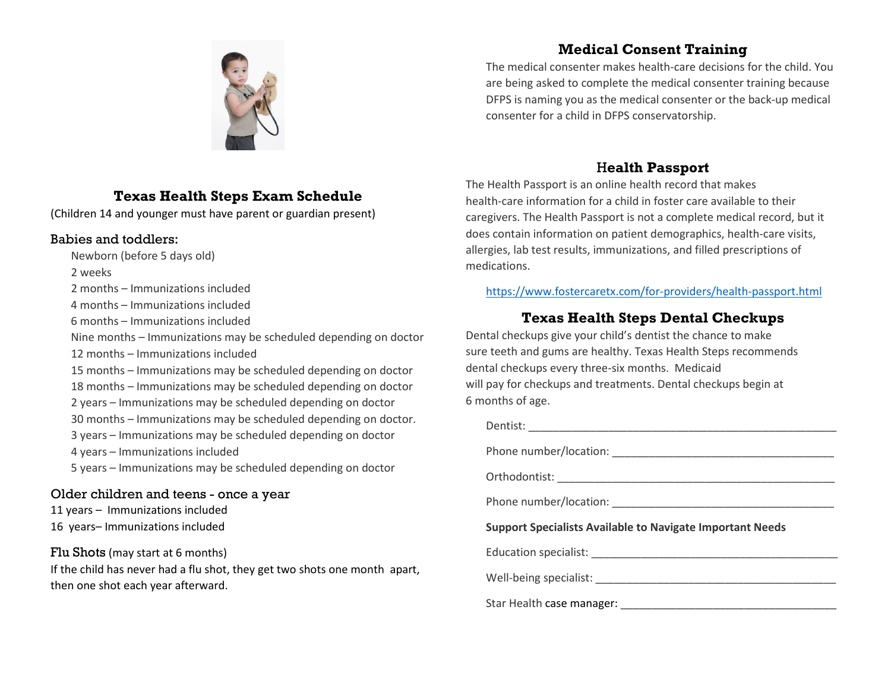## Texas Health Steps Exam Schedule

(Children 14 and younger must have parent or guardian present)

### Babies and toddlers:

- Newborn (before 5 days old)
- 2 weeks
- 2 months – Immunizations included
- 4 months – Immunizations included
- 6 months – Immunizations included
- Nine months – Immunizations may be scheduled depending on doctor
- 12 months – Immunizations included
- 15 months – Immunizations may be scheduled depending on doctor
- 18 months – Immunizations may be scheduled depending on doctor
- 2 years – Immunizations may be scheduled depending on doctor
- 30 months – Immunizations may be scheduled depending on doctor.
- 3 years – Immunizations may be scheduled depending on doctor
- 4 years – Immunizations included
- 5 years – Immunizations may be scheduled depending on doctor

### Older children and teens - once a year

11 years – Immunizations included
16 years– Immunizations included

### Flu Shots (may start at 6 months)

If the child has never had a flu shot, they get two shots one month apart, then one shot each year afterward.

## Medical Consent Training

The medical consenter makes health-care decisions for the child. You are being asked to complete the medical consenter training because DFPS is naming you as the medical consenter or the back-up medical consenter for a child in DFPS conservatorship.

## Health Passport

The Health Passport is an online health record that makes health-care information for a child in foster care available to their caregivers. The Health Passport is not a complete medical record, but it does contain information on patient demographics, health-care visits, allergies, lab test results, immunizations, and filled prescriptions of medications.

https://www.fostercaretx.com/for-providers/health-passport.html

## Texas Health Steps Dental Checkups

Dental checkups give your child's dentist the chance to make sure teeth and gums are healthy. Texas Health Steps recommends dental checkups every three-six months. Medicaid will pay for checkups and treatments. Dental checkups begin at 6 months of age.

Dentist: ____________________________________________________

Phone number/location: ______________________________________

Orthodontist: ________________________________________________

Phone number/location: ______________________________________

**Support Specialists Available to Navigate Important Needs**

Education specialist: _________________________________________

Well-being specialist: ________________________________________

Star Health case manager: ____________________________________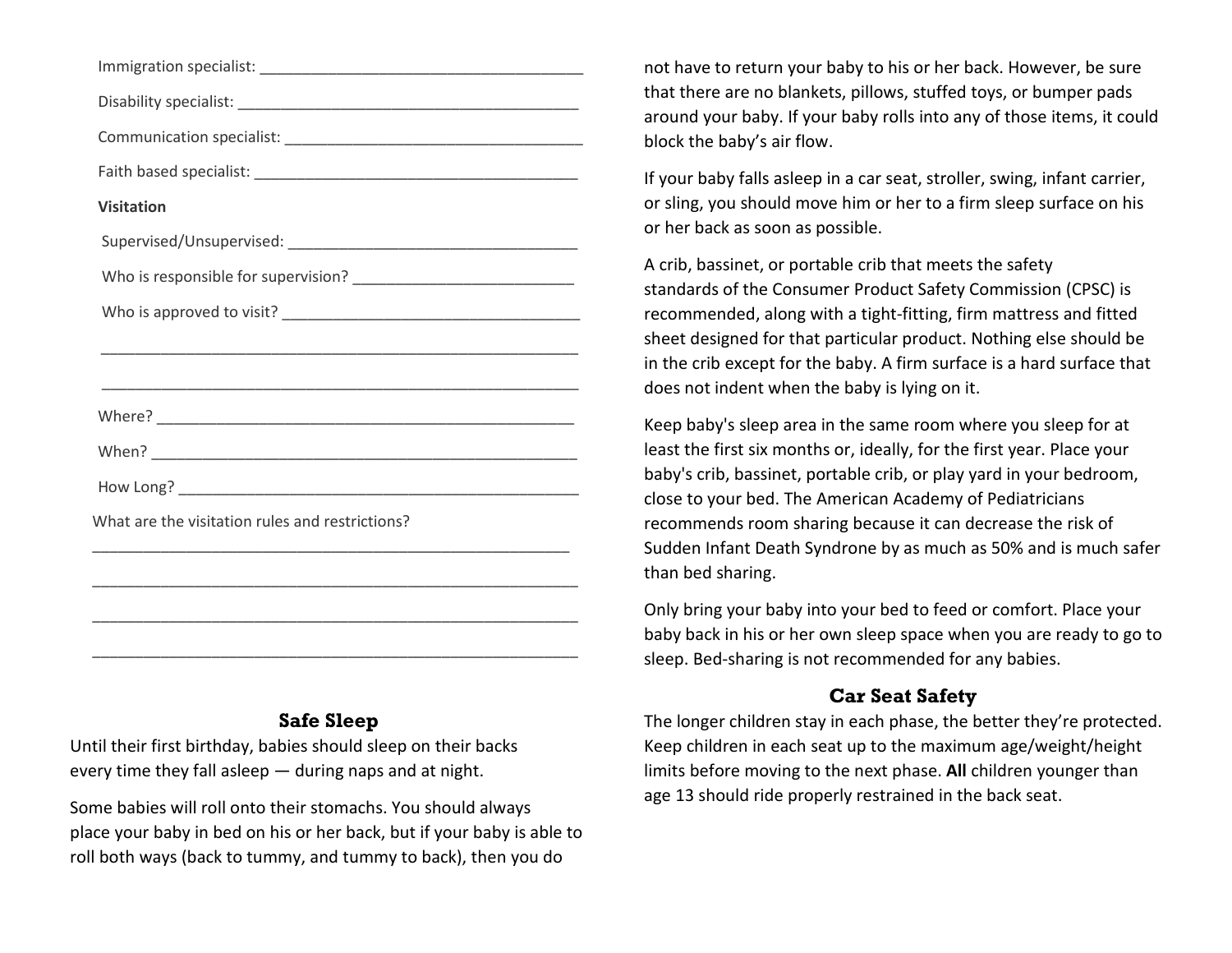Immigration specialist: ______________________________________

Disability specialist: _________________________________________

Communication specialist: ____________________________________

Faith based specialist: ________________________________________

**Visitation**

Supervised/Unsupervised: __________________________________

Who is responsible for supervision? _________________________

Who is approved to visit? ___________________________________

_________________________________________________________

_________________________________________________________

Where? __________________________________________________

When? ___________________________________________________

How Long? _______________________________________________

What are the visitation rules and restrictions?

_________________________________________________________

_________________________________________________________

_________________________________________________________

_________________________________________________________

## Safe Sleep

Until their first birthday, babies should sleep on their backs every time they fall asleep — during naps and at night.

Some babies will roll onto their stomachs. You should always place your baby in bed on his or her back, but if your baby is able to roll both ways (back to tummy, and tummy to back), then you do not have to return your baby to his or her back. However, be sure that there are no blankets, pillows, stuffed toys, or bumper pads around your baby. If your baby rolls into any of those items, it could block the baby's air flow.

If your baby falls asleep in a car seat, stroller, swing, infant carrier, or sling, you should move him or her to a firm sleep surface on his or her back as soon as possible.

A crib, bassinet, or portable crib that meets the safety standards of the Consumer Product Safety Commission (CPSC) is recommended, along with a tight-fitting, firm mattress and fitted sheet designed for that particular product. Nothing else should be in the crib except for the baby. A firm surface is a hard surface that does not indent when the baby is lying on it.

Keep baby's sleep area in the same room where you sleep for at least the first six months or, ideally, for the first year. Place your baby's crib, bassinet, portable crib, or play yard in your bedroom, close to your bed. The American Academy of Pediatricians recommends room sharing because it can decrease the risk of Sudden Infant Death Syndrone by as much as 50% and is much safer than bed sharing.

Only bring your baby into your bed to feed or comfort. Place your baby back in his or her own sleep space when you are ready to go to sleep. Bed-sharing is not recommended for any babies.

## Car Seat Safety

The longer children stay in each phase, the better they're protected. Keep children in each seat up to the maximum age/weight/height limits before moving to the next phase. **All** children younger than age 13 should ride properly restrained in the back seat.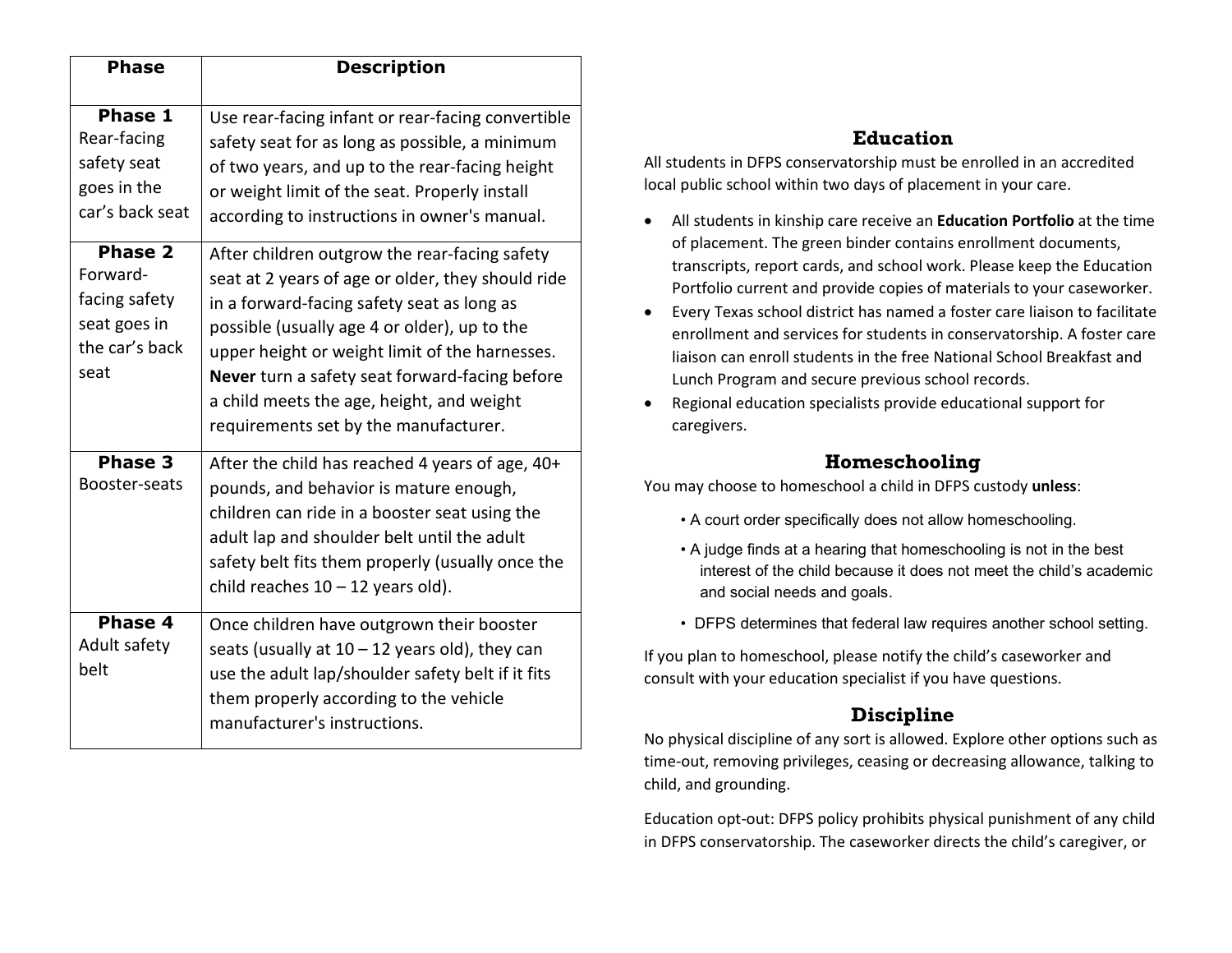| Phase | Description |
|---|---|
| **Phase 1** Rear-facing safety seat goes in the car's back seat | Use rear-facing infant or rear-facing convertible safety seat for as long as possible, a minimum of two years, and up to the rear-facing height or weight limit of the seat. Properly install according to instructions in owner's manual. |
| **Phase 2** Forward-facing safety seat goes in the car's back seat | After children outgrow the rear-facing safety seat at 2 years of age or older, they should ride in a forward-facing safety seat as long as possible (usually age 4 or older), up to the upper height or weight limit of the harnesses. **Never** turn a safety seat forward-facing before a child meets the age, height, and weight requirements set by the manufacturer. |
| **Phase 3** Booster-seats | After the child has reached 4 years of age, 40+ pounds, and behavior is mature enough, children can ride in a booster seat using the adult lap and shoulder belt until the adult safety belt fits them properly (usually once the child reaches 10 – 12 years old). |
| **Phase 4** Adult safety belt | Once children have outgrown their booster seats (usually at 10 – 12 years old), they can use the adult lap/shoulder safety belt if it fits them properly according to the vehicle manufacturer's instructions. |

## Education

All students in DFPS conservatorship must be enrolled in an accredited local public school within two days of placement in your care.

- All students in kinship care receive an **Education Portfolio** at the time of placement. The green binder contains enrollment documents, transcripts, report cards, and school work. Please keep the Education Portfolio current and provide copies of materials to your caseworker.
- Every Texas school district has named a foster care liaison to facilitate enrollment and services for students in conservatorship. A foster care liaison can enroll students in the free National School Breakfast and Lunch Program and secure previous school records.
- Regional education specialists provide educational support for caregivers.

## Homeschooling

You may choose to homeschool a child in DFPS custody **unless**:

- A court order specifically does not allow homeschooling.
- A judge finds at a hearing that homeschooling is not in the best interest of the child because it does not meet the child's academic and social needs and goals.
- DFPS determines that federal law requires another school setting.

If you plan to homeschool, please notify the child's caseworker and consult with your education specialist if you have questions.

## Discipline

No physical discipline of any sort is allowed. Explore other options such as time-out, removing privileges, ceasing or decreasing allowance, talking to child, and grounding.

Education opt-out: DFPS policy prohibits physical punishment of any child in DFPS conservatorship. The caseworker directs the child's caregiver, or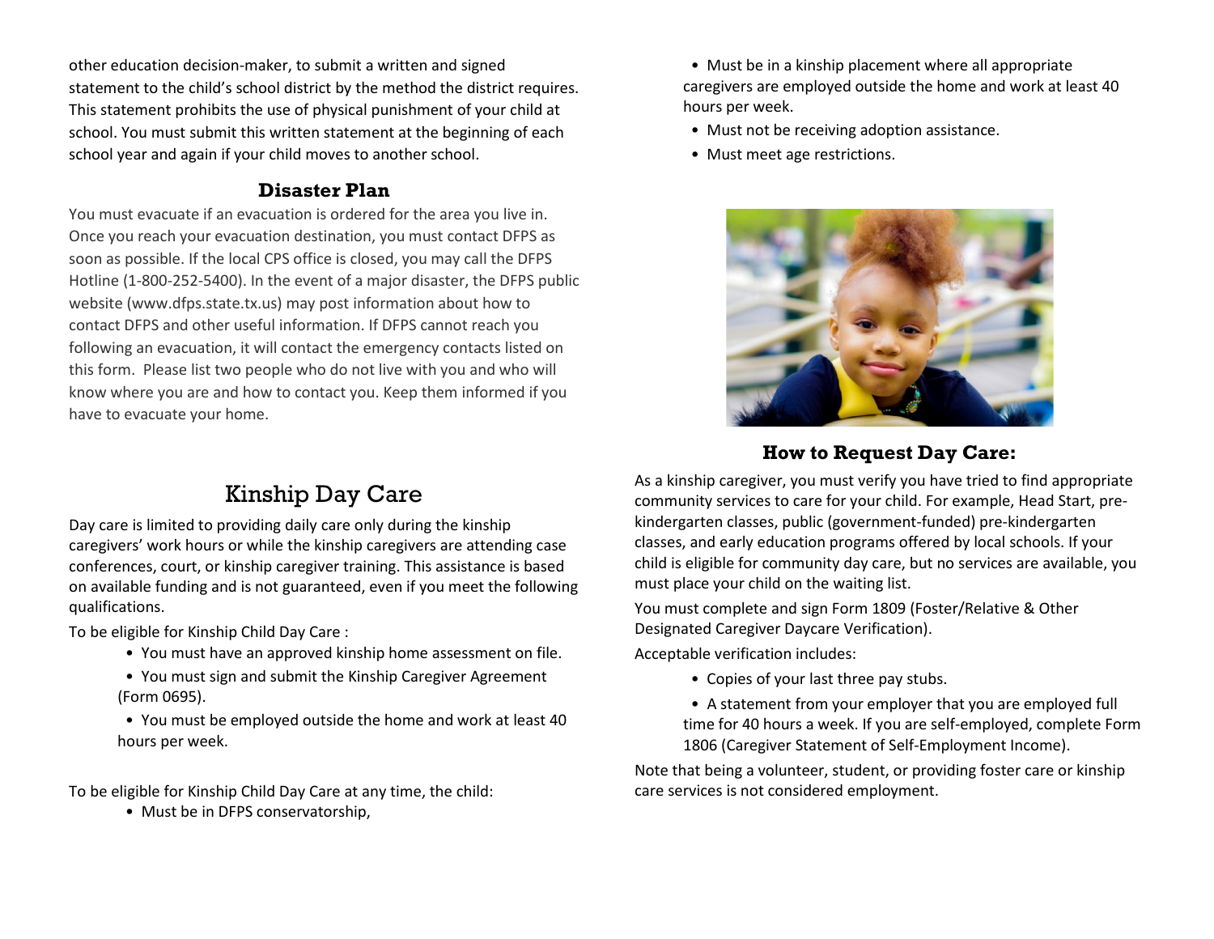other education decision-maker, to submit a written and signed statement to the child's school district by the method the district requires. This statement prohibits the use of physical punishment of your child at school. You must submit this written statement at the beginning of each school year and again if your child moves to another school.

### Disaster Plan

You must evacuate if an evacuation is ordered for the area you live in. Once you reach your evacuation destination, you must contact DFPS as soon as possible. If the local CPS office is closed, you may call the DFPS Hotline (1-800-252-5400). In the event of a major disaster, the DFPS public website (www.dfps.state.tx.us) may post information about how to contact DFPS and other useful information. If DFPS cannot reach you following an evacuation, it will contact the emergency contacts listed on this form. Please list two people who do not live with you and who will know where you are and how to contact you. Keep them informed if you have to evacuate your home.

## Kinship Day Care

Day care is limited to providing daily care only during the kinship caregivers' work hours or while the kinship caregivers are attending case conferences, court, or kinship caregiver training. This assistance is based on available funding and is not guaranteed, even if you meet the following qualifications.

To be eligible for Kinship Child Day Care :

- You must have an approved kinship home assessment on file.
- You must sign and submit the Kinship Caregiver Agreement (Form 0695).
- You must be employed outside the home and work at least 40 hours per week.

To be eligible for Kinship Child Day Care at any time, the child:

- Must be in DFPS conservatorship,
- Must be in a kinship placement where all appropriate caregivers are employed outside the home and work at least 40 hours per week.
- Must not be receiving adoption assistance.
- Must meet age restrictions.

### How to Request Day Care:

As a kinship caregiver, you must verify you have tried to find appropriate community services to care for your child. For example, Head Start, pre-kindergarten classes, public (government-funded) pre-kindergarten classes, and early education programs offered by local schools. If your child is eligible for community day care, but no services are available, you must place your child on the waiting list.

You must complete and sign Form 1809 (Foster/Relative & Other Designated Caregiver Daycare Verification).

Acceptable verification includes:

- Copies of your last three pay stubs.
- A statement from your employer that you are employed full time for 40 hours a week. If you are self-employed, complete Form 1806 (Caregiver Statement of Self-Employment Income).

Note that being a volunteer, student, or providing foster care or kinship care services is not considered employment.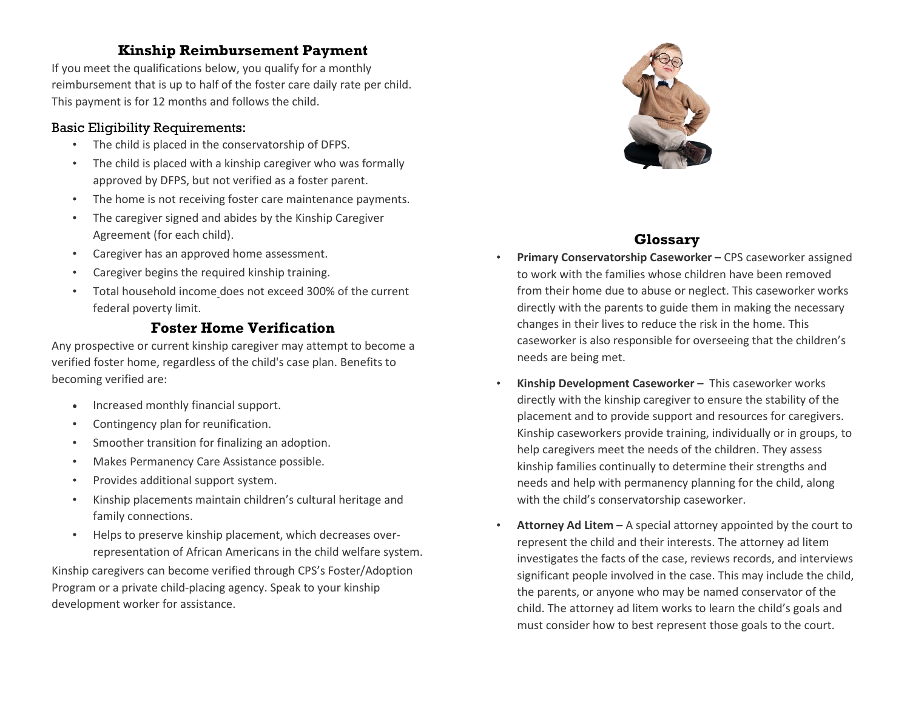## Kinship Reimbursement Payment

If you meet the qualifications below, you qualify for a monthly reimbursement that is up to half of the foster care daily rate per child. This payment is for 12 months and follows the child.

### Basic Eligibility Requirements:

- The child is placed in the conservatorship of DFPS.
- The child is placed with a kinship caregiver who was formally approved by DFPS, but not verified as a foster parent.
- The home is not receiving foster care maintenance payments.
- The caregiver signed and abides by the Kinship Caregiver Agreement (for each child).
- Caregiver has an approved home assessment.
- Caregiver begins the required kinship training.
- Total household income does not exceed 300% of the current federal poverty limit.

## Foster Home Verification

Any prospective or current kinship caregiver may attempt to become a verified foster home, regardless of the child's case plan. Benefits to becoming verified are:

- Increased monthly financial support.
- Contingency plan for reunification.
- Smoother transition for finalizing an adoption.
- Makes Permanency Care Assistance possible.
- Provides additional support system.
- Kinship placements maintain children's cultural heritage and family connections.
- Helps to preserve kinship placement, which decreases over-representation of African Americans in the child welfare system.

Kinship caregivers can become verified through CPS's Foster/Adoption Program or a private child-placing agency. Speak to your kinship development worker for assistance.

## Glossary

- **Primary Conservatorship Caseworker –** CPS caseworker assigned to work with the families whose children have been removed from their home due to abuse or neglect. This caseworker works directly with the parents to guide them in making the necessary changes in their lives to reduce the risk in the home. This caseworker is also responsible for overseeing that the children's needs are being met.
- **Kinship Development Caseworker –** This caseworker works directly with the kinship caregiver to ensure the stability of the placement and to provide support and resources for caregivers. Kinship caseworkers provide training, individually or in groups, to help caregivers meet the needs of the children. They assess kinship families continually to determine their strengths and needs and help with permanency planning for the child, along with the child's conservatorship caseworker.
- **Attorney Ad Litem –** A special attorney appointed by the court to represent the child and their interests. The attorney ad litem investigates the facts of the case, reviews records, and interviews significant people involved in the case. This may include the child, the parents, or anyone who may be named conservator of the child. The attorney ad litem works to learn the child's goals and must consider how to best represent those goals to the court.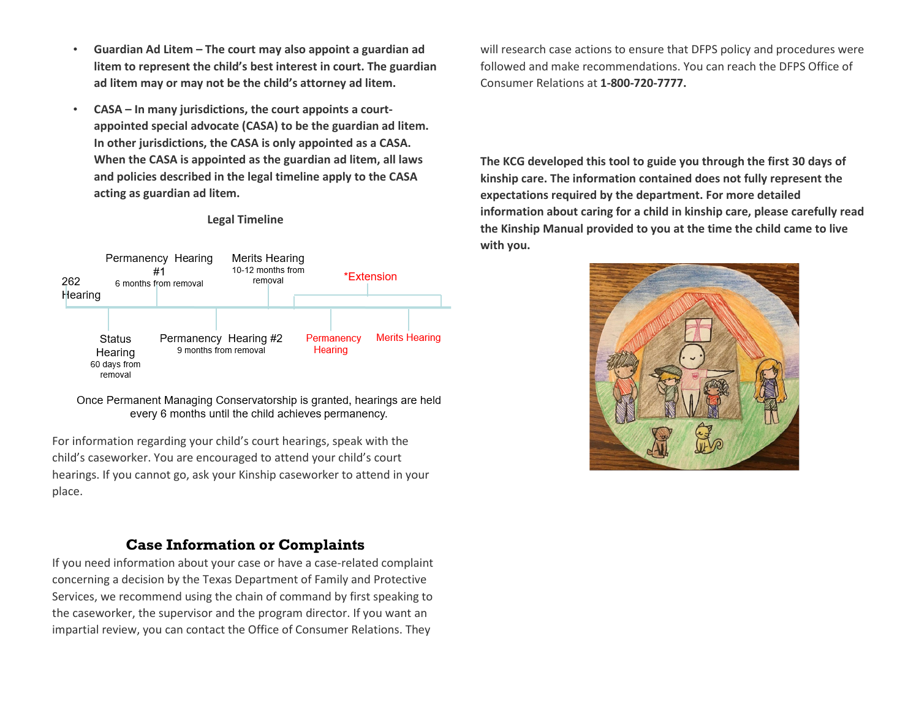- **Guardian Ad Litem – The court may also appoint a guardian ad litem to represent the child's best interest in court. The guardian ad litem may or may not be the child's attorney ad litem.**
- **CASA – In many jurisdictions, the court appoints a court-appointed special advocate (CASA) to be the guardian ad litem. In other jurisdictions, the CASA is only appointed as a CASA. When the CASA is appointed as the guardian ad litem, all laws and policies described in the legal timeline apply to the CASA acting as guardian ad litem.**

**Legal Timeline**

262 Hearing

Permanency Hearing #1
6 months from removal

Merits Hearing
10-12 months from removal

*Extension

Status Hearing
60 days from removal

Permanency Hearing #2
9 months from removal

Permanency Hearing

Merits Hearing

Once Permanent Managing Conservatorship is granted, hearings are held every 6 months until the child achieves permanency.

For information regarding your child's court hearings, speak with the child's caseworker. You are encouraged to attend your child's court hearings. If you cannot go, ask your Kinship caseworker to attend in your place.

## Case Information or Complaints

If you need information about your case or have a case-related complaint concerning a decision by the Texas Department of Family and Protective Services, we recommend using the chain of command by first speaking to the caseworker, the supervisor and the program director. If you want an impartial review, you can contact the Office of Consumer Relations. They will research case actions to ensure that DFPS policy and procedures were followed and make recommendations. You can reach the DFPS Office of Consumer Relations at **1-800-720-7777.**

**The KCG developed this tool to guide you through the first 30 days of kinship care. The information contained does not fully represent the expectations required by the department. For more detailed information about caring for a child in kinship care, please carefully read the Kinship Manual provided to you at the time the child came to live with you.**